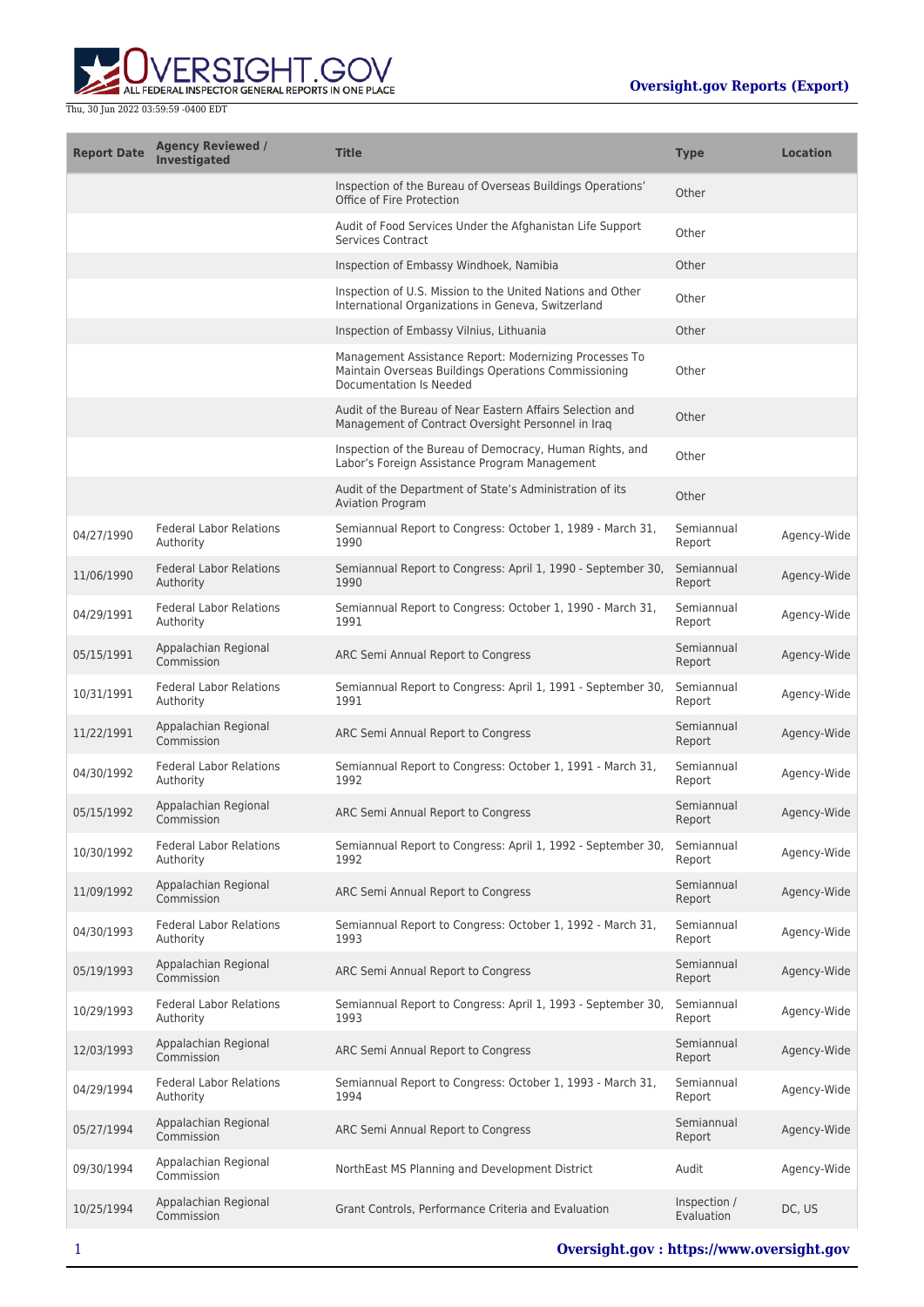**Oversight.gov Reports (Export)**

Thu, 30 Jun 2022 03:59:59 -0400 EDT

| Report Date | Agency Reviewed / Investigated | Title | Type | Location |
| --- | --- | --- | --- | --- |
| | | Inspection of the Bureau of Overseas Buildings Operations' Office of Fire Protection | Other | |
| | | Audit of Food Services Under the Afghanistan Life Support Services Contract | Other | |
| | | Inspection of Embassy Windhoek, Namibia | Other | |
| | | Inspection of U.S. Mission to the United Nations and Other International Organizations in Geneva, Switzerland | Other | |
| | | Inspection of Embassy Vilnius, Lithuania | Other | |
| | | Management Assistance Report: Modernizing Processes To Maintain Overseas Buildings Operations Commissioning Documentation Is Needed | Other | |
| | | Audit of the Bureau of Near Eastern Affairs Selection and Management of Contract Oversight Personnel in Iraq | Other | |
| | | Inspection of the Bureau of Democracy, Human Rights, and Labor's Foreign Assistance Program Management | Other | |
| | | Audit of the Department of State's Administration of its Aviation Program | Other | |
| 04/27/1990 | Federal Labor Relations Authority | Semiannual Report to Congress: October 1, 1989 - March 31, 1990 | Semiannual Report | Agency-Wide |
| 11/06/1990 | Federal Labor Relations Authority | Semiannual Report to Congress: April 1, 1990 - September 30, 1990 | Semiannual Report | Agency-Wide |
| 04/29/1991 | Federal Labor Relations Authority | Semiannual Report to Congress: October 1, 1990 - March 31, 1991 | Semiannual Report | Agency-Wide |
| 05/15/1991 | Appalachian Regional Commission | ARC Semi Annual Report to Congress | Semiannual Report | Agency-Wide |
| 10/31/1991 | Federal Labor Relations Authority | Semiannual Report to Congress: April 1, 1991 - September 30, 1991 | Semiannual Report | Agency-Wide |
| 11/22/1991 | Appalachian Regional Commission | ARC Semi Annual Report to Congress | Semiannual Report | Agency-Wide |
| 04/30/1992 | Federal Labor Relations Authority | Semiannual Report to Congress: October 1, 1991 - March 31, 1992 | Semiannual Report | Agency-Wide |
| 05/15/1992 | Appalachian Regional Commission | ARC Semi Annual Report to Congress | Semiannual Report | Agency-Wide |
| 10/30/1992 | Federal Labor Relations Authority | Semiannual Report to Congress: April 1, 1992 - September 30, 1992 | Semiannual Report | Agency-Wide |
| 11/09/1992 | Appalachian Regional Commission | ARC Semi Annual Report to Congress | Semiannual Report | Agency-Wide |
| 04/30/1993 | Federal Labor Relations Authority | Semiannual Report to Congress: October 1, 1992 - March 31, 1993 | Semiannual Report | Agency-Wide |
| 05/19/1993 | Appalachian Regional Commission | ARC Semi Annual Report to Congress | Semiannual Report | Agency-Wide |
| 10/29/1993 | Federal Labor Relations Authority | Semiannual Report to Congress: April 1, 1993 - September 30, 1993 | Semiannual Report | Agency-Wide |
| 12/03/1993 | Appalachian Regional Commission | ARC Semi Annual Report to Congress | Semiannual Report | Agency-Wide |
| 04/29/1994 | Federal Labor Relations Authority | Semiannual Report to Congress: October 1, 1993 - March 31, 1994 | Semiannual Report | Agency-Wide |
| 05/27/1994 | Appalachian Regional Commission | ARC Semi Annual Report to Congress | Semiannual Report | Agency-Wide |
| 09/30/1994 | Appalachian Regional Commission | NorthEast MS Planning and Development District | Audit | Agency-Wide |
| 10/25/1994 | Appalachian Regional Commission | Grant Controls, Performance Criteria and Evaluation | Inspection / Evaluation | DC, US |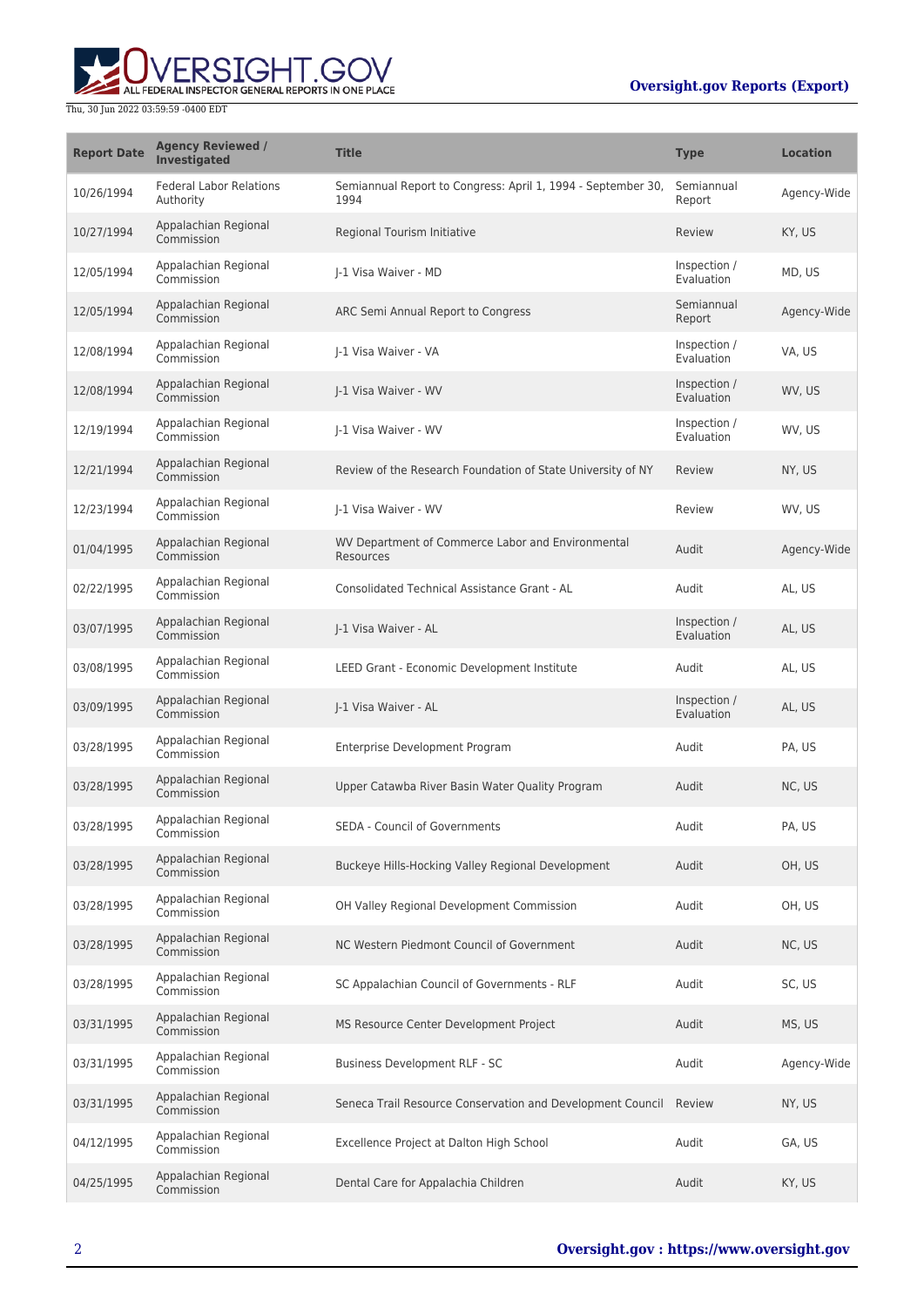| Report Date | Agency Reviewed / Investigated | Title | Type | Location |
|---|---|---|---|---|
| 10/26/1994 | Federal Labor Relations Authority | Semiannual Report to Congress: April 1, 1994 - September 30, 1994 | Semiannual Report | Agency-Wide |
| 10/27/1994 | Appalachian Regional Commission | Regional Tourism Initiative | Review | KY, US |
| 12/05/1994 | Appalachian Regional Commission | J-1 Visa Waiver - MD | Inspection / Evaluation | MD, US |
| 12/05/1994 | Appalachian Regional Commission | ARC Semi Annual Report to Congress | Semiannual Report | Agency-Wide |
| 12/08/1994 | Appalachian Regional Commission | J-1 Visa Waiver - VA | Inspection / Evaluation | VA, US |
| 12/08/1994 | Appalachian Regional Commission | J-1 Visa Waiver - WV | Inspection / Evaluation | WV, US |
| 12/19/1994 | Appalachian Regional Commission | J-1 Visa Waiver - WV | Inspection / Evaluation | WV, US |
| 12/21/1994 | Appalachian Regional Commission | Review of the Research Foundation of State University of NY | Review | NY, US |
| 12/23/1994 | Appalachian Regional Commission | J-1 Visa Waiver - WV | Review | WV, US |
| 01/04/1995 | Appalachian Regional Commission | WV Department of Commerce Labor and Environmental Resources | Audit | Agency-Wide |
| 02/22/1995 | Appalachian Regional Commission | Consolidated Technical Assistance Grant - AL | Audit | AL, US |
| 03/07/1995 | Appalachian Regional Commission | J-1 Visa Waiver - AL | Inspection / Evaluation | AL, US |
| 03/08/1995 | Appalachian Regional Commission | LEED Grant - Economic Development Institute | Audit | AL, US |
| 03/09/1995 | Appalachian Regional Commission | J-1 Visa Waiver - AL | Inspection / Evaluation | AL, US |
| 03/28/1995 | Appalachian Regional Commission | Enterprise Development Program | Audit | PA, US |
| 03/28/1995 | Appalachian Regional Commission | Upper Catawba River Basin Water Quality Program | Audit | NC, US |
| 03/28/1995 | Appalachian Regional Commission | SEDA - Council of Governments | Audit | PA, US |
| 03/28/1995 | Appalachian Regional Commission | Buckeye Hills-Hocking Valley Regional Development | Audit | OH, US |
| 03/28/1995 | Appalachian Regional Commission | OH Valley Regional Development Commission | Audit | OH, US |
| 03/28/1995 | Appalachian Regional Commission | NC Western Piedmont Council of Government | Audit | NC, US |
| 03/28/1995 | Appalachian Regional Commission | SC Appalachian Council of Governments - RLF | Audit | SC, US |
| 03/31/1995 | Appalachian Regional Commission | MS Resource Center Development Project | Audit | MS, US |
| 03/31/1995 | Appalachian Regional Commission | Business Development RLF - SC | Audit | Agency-Wide |
| 03/31/1995 | Appalachian Regional Commission | Seneca Trail Resource Conservation and Development Council | Review | NY, US |
| 04/12/1995 | Appalachian Regional Commission | Excellence Project at Dalton High School | Audit | GA, US |
| 04/25/1995 | Appalachian Regional Commission | Dental Care for Appalachia Children | Audit | KY, US |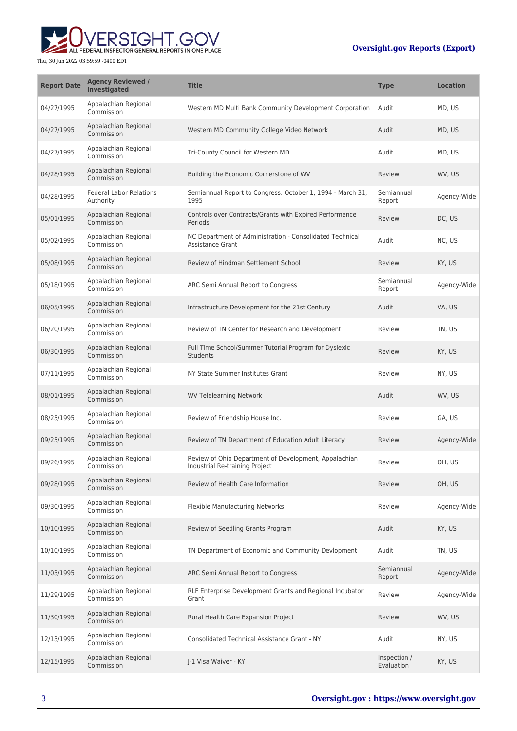| Report Date | Agency Reviewed / Investigated | Title | Type | Location |
| --- | --- | --- | --- | --- |
| 04/27/1995 | Appalachian Regional Commission | Western MD Multi Bank Community Development Corporation | Audit | MD, US |
| 04/27/1995 | Appalachian Regional Commission | Western MD Community College Video Network | Audit | MD, US |
| 04/27/1995 | Appalachian Regional Commission | Tri-County Council for Western MD | Audit | MD, US |
| 04/28/1995 | Appalachian Regional Commission | Building the Economic Cornerstone of WV | Review | WV, US |
| 04/28/1995 | Federal Labor Relations Authority | Semiannual Report to Congress: October 1, 1994 - March 31, 1995 | Semiannual Report | Agency-Wide |
| 05/01/1995 | Appalachian Regional Commission | Controls over Contracts/Grants with Expired Performance Periods | Review | DC, US |
| 05/02/1995 | Appalachian Regional Commission | NC Department of Administration - Consolidated Technical Assistance Grant | Audit | NC, US |
| 05/08/1995 | Appalachian Regional Commission | Review of Hindman Settlement School | Review | KY, US |
| 05/18/1995 | Appalachian Regional Commission | ARC Semi Annual Report to Congress | Semiannual Report | Agency-Wide |
| 06/05/1995 | Appalachian Regional Commission | Infrastructure Development for the 21st Century | Audit | VA, US |
| 06/20/1995 | Appalachian Regional Commission | Review of TN Center for Research and Development | Review | TN, US |
| 06/30/1995 | Appalachian Regional Commission | Full Time School/Summer Tutorial Program for Dyslexic Students | Review | KY, US |
| 07/11/1995 | Appalachian Regional Commission | NY State Summer Institutes Grant | Review | NY, US |
| 08/01/1995 | Appalachian Regional Commission | WV Telelearning Network | Audit | WV, US |
| 08/25/1995 | Appalachian Regional Commission | Review of Friendship House Inc. | Review | GA, US |
| 09/25/1995 | Appalachian Regional Commission | Review of TN Department of Education Adult Literacy | Review | Agency-Wide |
| 09/26/1995 | Appalachian Regional Commission | Review of Ohio Department of Development, Appalachian Industrial Re-training Project | Review | OH, US |
| 09/28/1995 | Appalachian Regional Commission | Review of Health Care Information | Review | OH, US |
| 09/30/1995 | Appalachian Regional Commission | Flexible Manufacturing Networks | Review | Agency-Wide |
| 10/10/1995 | Appalachian Regional Commission | Review of Seedling Grants Program | Audit | KY, US |
| 10/10/1995 | Appalachian Regional Commission | TN Department of Economic and Community Devlopment | Audit | TN, US |
| 11/03/1995 | Appalachian Regional Commission | ARC Semi Annual Report to Congress | Semiannual Report | Agency-Wide |
| 11/29/1995 | Appalachian Regional Commission | RLF Enterprise Development Grants and Regional Incubator Grant | Review | Agency-Wide |
| 11/30/1995 | Appalachian Regional Commission | Rural Health Care Expansion Project | Review | WV, US |
| 12/13/1995 | Appalachian Regional Commission | Consolidated Technical Assistance Grant - NY | Audit | NY, US |
| 12/15/1995 | Appalachian Regional Commission | J-1 Visa Waiver - KY | Inspection / Evaluation | KY, US |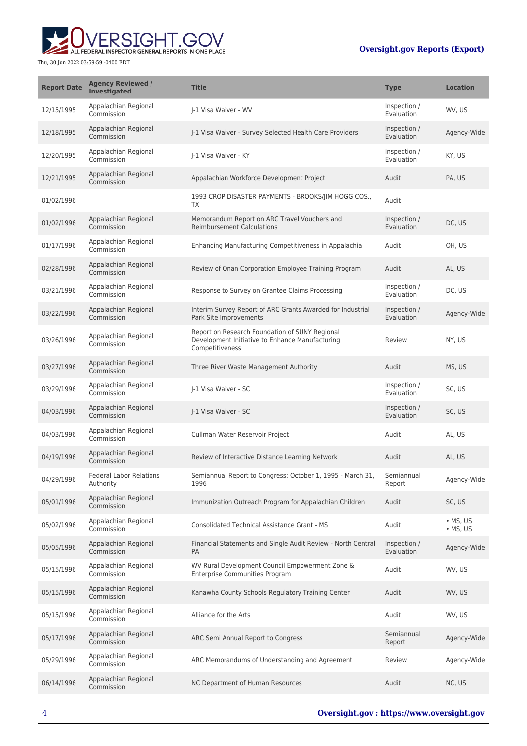| Report Date | Agency Reviewed / Investigated | Title | Type | Location |
|---|---|---|---|---|
| 12/15/1995 | Appalachian Regional Commission | J-1 Visa Waiver - WV | Inspection / Evaluation | WV, US |
| 12/18/1995 | Appalachian Regional Commission | J-1 Visa Waiver - Survey Selected Health Care Providers | Inspection / Evaluation | Agency-Wide |
| 12/20/1995 | Appalachian Regional Commission | J-1 Visa Waiver - KY | Inspection / Evaluation | KY, US |
| 12/21/1995 | Appalachian Regional Commission | Appalachian Workforce Development Project | Audit | PA, US |
| 01/02/1996 | | 1993 CROP DISASTER PAYMENTS - BROOKS/JIM HOGG COS., TX | Audit | |
| 01/02/1996 | Appalachian Regional Commission | Memorandum Report on ARC Travel Vouchers and Reimbursement Calculations | Inspection / Evaluation | DC, US |
| 01/17/1996 | Appalachian Regional Commission | Enhancing Manufacturing Competitiveness in Appalachia | Audit | OH, US |
| 02/28/1996 | Appalachian Regional Commission | Review of Onan Corporation Employee Training Program | Audit | AL, US |
| 03/21/1996 | Appalachian Regional Commission | Response to Survey on Grantee Claims Processing | Inspection / Evaluation | DC, US |
| 03/22/1996 | Appalachian Regional Commission | Interim Survey Report of ARC Grants Awarded for Industrial Park Site Improvements | Inspection / Evaluation | Agency-Wide |
| 03/26/1996 | Appalachian Regional Commission | Report on Research Foundation of SUNY Regional Development Initiative to Enhance Manufacturing Competitiveness | Review | NY, US |
| 03/27/1996 | Appalachian Regional Commission | Three River Waste Management Authority | Audit | MS, US |
| 03/29/1996 | Appalachian Regional Commission | J-1 Visa Waiver - SC | Inspection / Evaluation | SC, US |
| 04/03/1996 | Appalachian Regional Commission | J-1 Visa Waiver - SC | Inspection / Evaluation | SC, US |
| 04/03/1996 | Appalachian Regional Commission | Cullman Water Reservoir Project | Audit | AL, US |
| 04/19/1996 | Appalachian Regional Commission | Review of Interactive Distance Learning Network | Audit | AL, US |
| 04/29/1996 | Federal Labor Relations Authority | Semiannual Report to Congress: October 1, 1995 - March 31, 1996 | Semiannual Report | Agency-Wide |
| 05/01/1996 | Appalachian Regional Commission | Immunization Outreach Program for Appalachian Children | Audit | SC, US |
| 05/02/1996 | Appalachian Regional Commission | Consolidated Technical Assistance Grant - MS | Audit | • MS, US<br>• MS, US |
| 05/05/1996 | Appalachian Regional Commission | Financial Statements and Single Audit Review - North Central PA | Inspection / Evaluation | Agency-Wide |
| 05/15/1996 | Appalachian Regional Commission | WV Rural Development Council Empowerment Zone & Enterprise Communities Program | Audit | WV, US |
| 05/15/1996 | Appalachian Regional Commission | Kanawha County Schools Regulatory Training Center | Audit | WV, US |
| 05/15/1996 | Appalachian Regional Commission | Alliance for the Arts | Audit | WV, US |
| 05/17/1996 | Appalachian Regional Commission | ARC Semi Annual Report to Congress | Semiannual Report | Agency-Wide |
| 05/29/1996 | Appalachian Regional Commission | ARC Memorandums of Understanding and Agreement | Review | Agency-Wide |
| 06/14/1996 | Appalachian Regional Commission | NC Department of Human Resources | Audit | NC, US |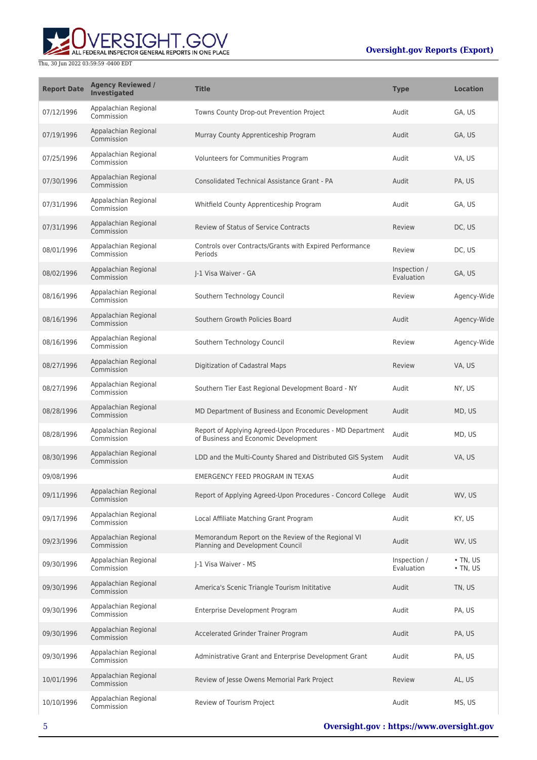| Report Date | Agency Reviewed / Investigated | Title | Type | Location |
|---|---|---|---|---|
| 07/12/1996 | Appalachian Regional Commission | Towns County Drop-out Prevention Project | Audit | GA, US |
| 07/19/1996 | Appalachian Regional Commission | Murray County Apprenticeship Program | Audit | GA, US |
| 07/25/1996 | Appalachian Regional Commission | Volunteers for Communities Program | Audit | VA, US |
| 07/30/1996 | Appalachian Regional Commission | Consolidated Technical Assistance Grant - PA | Audit | PA, US |
| 07/31/1996 | Appalachian Regional Commission | Whitfield County Apprenticeship Program | Audit | GA, US |
| 07/31/1996 | Appalachian Regional Commission | Review of Status of Service Contracts | Review | DC, US |
| 08/01/1996 | Appalachian Regional Commission | Controls over Contracts/Grants with Expired Performance Periods | Review | DC, US |
| 08/02/1996 | Appalachian Regional Commission | J-1 Visa Waiver - GA | Inspection / Evaluation | GA, US |
| 08/16/1996 | Appalachian Regional Commission | Southern Technology Council | Review | Agency-Wide |
| 08/16/1996 | Appalachian Regional Commission | Southern Growth Policies Board | Audit | Agency-Wide |
| 08/16/1996 | Appalachian Regional Commission | Southern Technology Council | Review | Agency-Wide |
| 08/27/1996 | Appalachian Regional Commission | Digitization of Cadastral Maps | Review | VA, US |
| 08/27/1996 | Appalachian Regional Commission | Southern Tier East Regional Development Board - NY | Audit | NY, US |
| 08/28/1996 | Appalachian Regional Commission | MD Department of Business and Economic Development | Audit | MD, US |
| 08/28/1996 | Appalachian Regional Commission | Report of Applying Agreed-Upon Procedures - MD Department of Business and Economic Development | Audit | MD, US |
| 08/30/1996 | Appalachian Regional Commission | LDD and the Multi-County Shared and Distributed GIS System | Audit | VA, US |
| 09/08/1996 | | EMERGENCY FEED PROGRAM IN TEXAS | Audit | |
| 09/11/1996 | Appalachian Regional Commission | Report of Applying Agreed-Upon Procedures - Concord College | Audit | WV, US |
| 09/17/1996 | Appalachian Regional Commission | Local Affiliate Matching Grant Program | Audit | KY, US |
| 09/23/1996 | Appalachian Regional Commission | Memorandum Report on the Review of the Regional VI Planning and Development Council | Audit | WV, US |
| 09/30/1996 | Appalachian Regional Commission | J-1 Visa Waiver - MS | Inspection / Evaluation | • TN, US<br>• TN, US |
| 09/30/1996 | Appalachian Regional Commission | America's Scenic Triangle Tourism Inititative | Audit | TN, US |
| 09/30/1996 | Appalachian Regional Commission | Enterprise Development Program | Audit | PA, US |
| 09/30/1996 | Appalachian Regional Commission | Accelerated Grinder Trainer Program | Audit | PA, US |
| 09/30/1996 | Appalachian Regional Commission | Administrative Grant and Enterprise Development Grant | Audit | PA, US |
| 10/01/1996 | Appalachian Regional Commission | Review of Jesse Owens Memorial Park Project | Review | AL, US |
| 10/10/1996 | Appalachian Regional Commission | Review of Tourism Project | Audit | MS, US |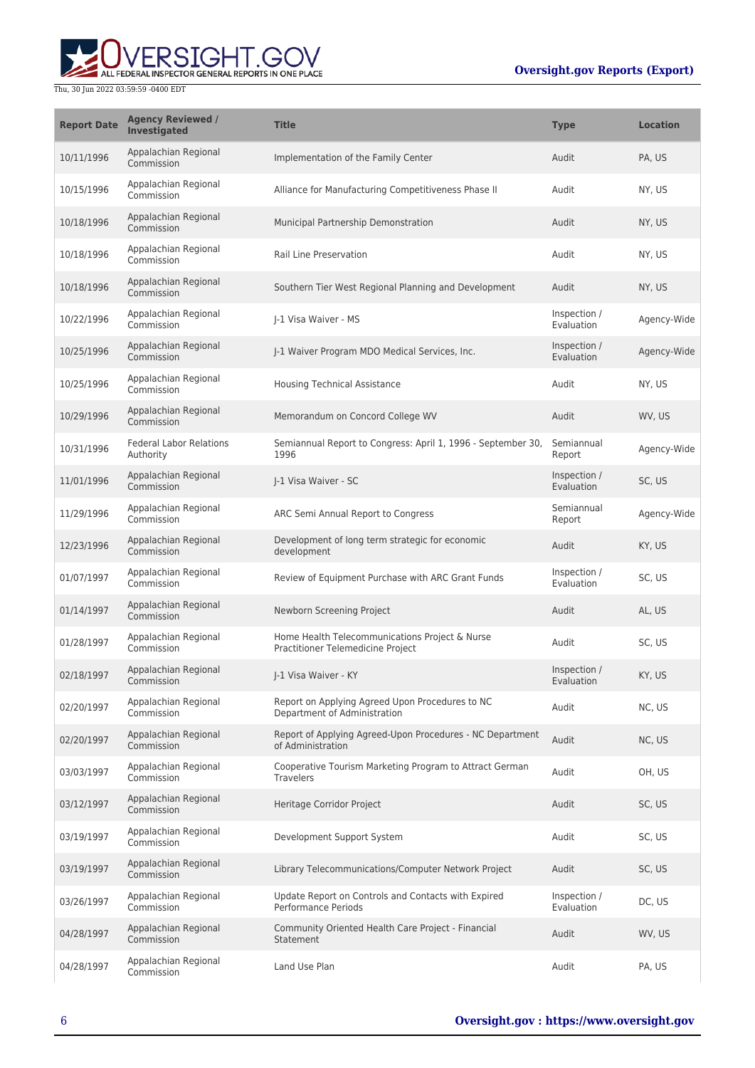| Report Date | Agency Reviewed / Investigated | Title | Type | Location |
|---|---|---|---|---|
| 10/11/1996 | Appalachian Regional Commission | Implementation of the Family Center | Audit | PA, US |
| 10/15/1996 | Appalachian Regional Commission | Alliance for Manufacturing Competitiveness Phase II | Audit | NY, US |
| 10/18/1996 | Appalachian Regional Commission | Municipal Partnership Demonstration | Audit | NY, US |
| 10/18/1996 | Appalachian Regional Commission | Rail Line Preservation | Audit | NY, US |
| 10/18/1996 | Appalachian Regional Commission | Southern Tier West Regional Planning and Development | Audit | NY, US |
| 10/22/1996 | Appalachian Regional Commission | J-1 Visa Waiver - MS | Inspection / Evaluation | Agency-Wide |
| 10/25/1996 | Appalachian Regional Commission | J-1 Waiver Program MDO Medical Services, Inc. | Inspection / Evaluation | Agency-Wide |
| 10/25/1996 | Appalachian Regional Commission | Housing Technical Assistance | Audit | NY, US |
| 10/29/1996 | Appalachian Regional Commission | Memorandum on Concord College WV | Audit | WV, US |
| 10/31/1996 | Federal Labor Relations Authority | Semiannual Report to Congress: April 1, 1996 - September 30, 1996 | Semiannual Report | Agency-Wide |
| 11/01/1996 | Appalachian Regional Commission | J-1 Visa Waiver - SC | Inspection / Evaluation | SC, US |
| 11/29/1996 | Appalachian Regional Commission | ARC Semi Annual Report to Congress | Semiannual Report | Agency-Wide |
| 12/23/1996 | Appalachian Regional Commission | Development of long term strategic for economic development | Audit | KY, US |
| 01/07/1997 | Appalachian Regional Commission | Review of Equipment Purchase with ARC Grant Funds | Inspection / Evaluation | SC, US |
| 01/14/1997 | Appalachian Regional Commission | Newborn Screening Project | Audit | AL, US |
| 01/28/1997 | Appalachian Regional Commission | Home Health Telecommunications Project & Nurse Practitioner Telemedicine Project | Audit | SC, US |
| 02/18/1997 | Appalachian Regional Commission | J-1 Visa Waiver - KY | Inspection / Evaluation | KY, US |
| 02/20/1997 | Appalachian Regional Commission | Report on Applying Agreed Upon Procedures to NC Department of Administration | Audit | NC, US |
| 02/20/1997 | Appalachian Regional Commission | Report of Applying Agreed-Upon Procedures - NC Department of Administration | Audit | NC, US |
| 03/03/1997 | Appalachian Regional Commission | Cooperative Tourism Marketing Program to Attract German Travelers | Audit | OH, US |
| 03/12/1997 | Appalachian Regional Commission | Heritage Corridor Project | Audit | SC, US |
| 03/19/1997 | Appalachian Regional Commission | Development Support System | Audit | SC, US |
| 03/19/1997 | Appalachian Regional Commission | Library Telecommunications/Computer Network Project | Audit | SC, US |
| 03/26/1997 | Appalachian Regional Commission | Update Report on Controls and Contacts with Expired Performance Periods | Inspection / Evaluation | DC, US |
| 04/28/1997 | Appalachian Regional Commission | Community Oriented Health Care Project - Financial Statement | Audit | WV, US |
| 04/28/1997 | Appalachian Regional Commission | Land Use Plan | Audit | PA, US |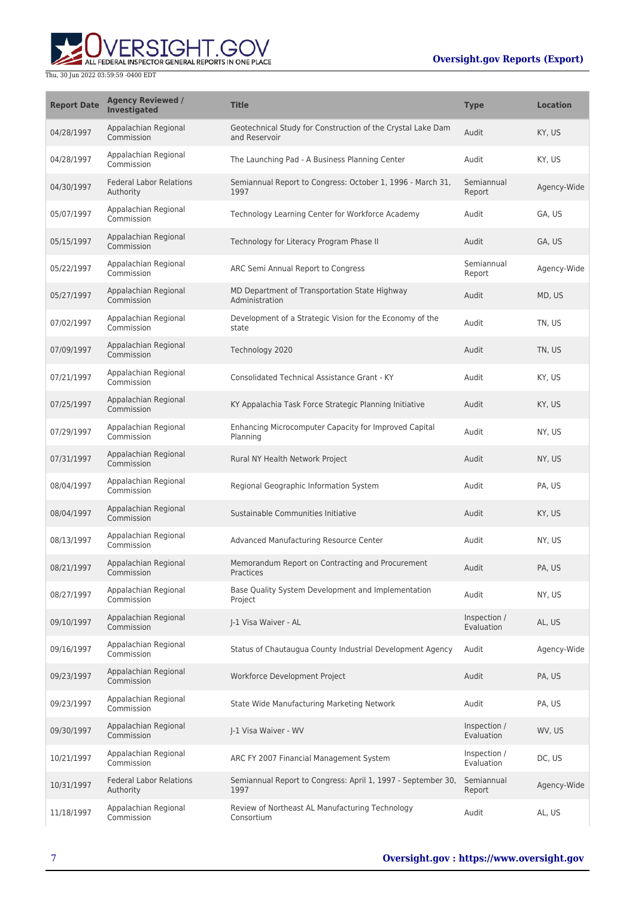| Report Date | Agency Reviewed / Investigated | Title | Type | Location |
| --- | --- | --- | --- | --- |
| 04/28/1997 | Appalachian Regional Commission | Geotechnical Study for Construction of the Crystal Lake Dam and Reservoir | Audit | KY, US |
| 04/28/1997 | Appalachian Regional Commission | The Launching Pad - A Business Planning Center | Audit | KY, US |
| 04/30/1997 | Federal Labor Relations Authority | Semiannual Report to Congress: October 1, 1996 - March 31, 1997 | Semiannual Report | Agency-Wide |
| 05/07/1997 | Appalachian Regional Commission | Technology Learning Center for Workforce Academy | Audit | GA, US |
| 05/15/1997 | Appalachian Regional Commission | Technology for Literacy Program Phase II | Audit | GA, US |
| 05/22/1997 | Appalachian Regional Commission | ARC Semi Annual Report to Congress | Semiannual Report | Agency-Wide |
| 05/27/1997 | Appalachian Regional Commission | MD Department of Transportation State Highway Administration | Audit | MD, US |
| 07/02/1997 | Appalachian Regional Commission | Development of a Strategic Vision for the Economy of the state | Audit | TN, US |
| 07/09/1997 | Appalachian Regional Commission | Technology 2020 | Audit | TN, US |
| 07/21/1997 | Appalachian Regional Commission | Consolidated Technical Assistance Grant - KY | Audit | KY, US |
| 07/25/1997 | Appalachian Regional Commission | KY Appalachia Task Force Strategic Planning Initiative | Audit | KY, US |
| 07/29/1997 | Appalachian Regional Commission | Enhancing Microcomputer Capacity for Improved Capital Planning | Audit | NY, US |
| 07/31/1997 | Appalachian Regional Commission | Rural NY Health Network Project | Audit | NY, US |
| 08/04/1997 | Appalachian Regional Commission | Regional Geographic Information System | Audit | PA, US |
| 08/04/1997 | Appalachian Regional Commission | Sustainable Communities Initiative | Audit | KY, US |
| 08/13/1997 | Appalachian Regional Commission | Advanced Manufacturing Resource Center | Audit | NY, US |
| 08/21/1997 | Appalachian Regional Commission | Memorandum Report on Contracting and Procurement Practices | Audit | PA, US |
| 08/27/1997 | Appalachian Regional Commission | Base Quality System Development and Implementation Project | Audit | NY, US |
| 09/10/1997 | Appalachian Regional Commission | J-1 Visa Waiver - AL | Inspection / Evaluation | AL, US |
| 09/16/1997 | Appalachian Regional Commission | Status of Chautaugua County Industrial Development Agency | Audit | Agency-Wide |
| 09/23/1997 | Appalachian Regional Commission | Workforce Development Project | Audit | PA, US |
| 09/23/1997 | Appalachian Regional Commission | State Wide Manufacturing Marketing Network | Audit | PA, US |
| 09/30/1997 | Appalachian Regional Commission | J-1 Visa Waiver - WV | Inspection / Evaluation | WV, US |
| 10/21/1997 | Appalachian Regional Commission | ARC FY 2007 Financial Management System | Inspection / Evaluation | DC, US |
| 10/31/1997 | Federal Labor Relations Authority | Semiannual Report to Congress: April 1, 1997 - September 30, 1997 | Semiannual Report | Agency-Wide |
| 11/18/1997 | Appalachian Regional Commission | Review of Northeast AL Manufacturing Technology Consortium | Audit | AL, US |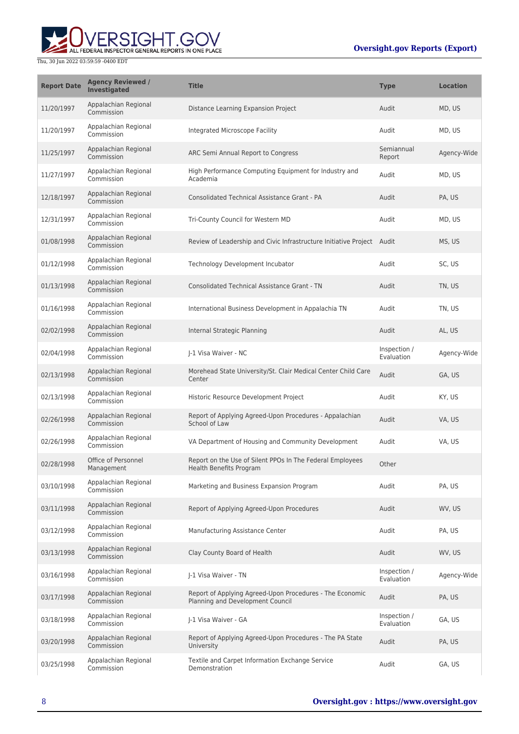| Report Date | Agency Reviewed / Investigated | Title | Type | Location |
| --- | --- | --- | --- | --- |
| 11/20/1997 | Appalachian Regional Commission | Distance Learning Expansion Project | Audit | MD, US |
| 11/20/1997 | Appalachian Regional Commission | Integrated Microscope Facility | Audit | MD, US |
| 11/25/1997 | Appalachian Regional Commission | ARC Semi Annual Report to Congress | Semiannual Report | Agency-Wide |
| 11/27/1997 | Appalachian Regional Commission | High Performance Computing Equipment for Industry and Academia | Audit | MD, US |
| 12/18/1997 | Appalachian Regional Commission | Consolidated Technical Assistance Grant - PA | Audit | PA, US |
| 12/31/1997 | Appalachian Regional Commission | Tri-County Council for Western MD | Audit | MD, US |
| 01/08/1998 | Appalachian Regional Commission | Review of Leadership and Civic Infrastructure Initiative Project | Audit | MS, US |
| 01/12/1998 | Appalachian Regional Commission | Technology Development Incubator | Audit | SC, US |
| 01/13/1998 | Appalachian Regional Commission | Consolidated Technical Assistance Grant - TN | Audit | TN, US |
| 01/16/1998 | Appalachian Regional Commission | International Business Development in Appalachia TN | Audit | TN, US |
| 02/02/1998 | Appalachian Regional Commission | Internal Strategic Planning | Audit | AL, US |
| 02/04/1998 | Appalachian Regional Commission | J-1 Visa Waiver - NC | Inspection / Evaluation | Agency-Wide |
| 02/13/1998 | Appalachian Regional Commission | Morehead State University/St. Clair Medical Center Child Care Center | Audit | GA, US |
| 02/13/1998 | Appalachian Regional Commission | Historic Resource Development Project | Audit | KY, US |
| 02/26/1998 | Appalachian Regional Commission | Report of Applying Agreed-Upon Procedures - Appalachian School of Law | Audit | VA, US |
| 02/26/1998 | Appalachian Regional Commission | VA Department of Housing and Community Development | Audit | VA, US |
| 02/28/1998 | Office of Personnel Management | Report on the Use of Silent PPOs In The Federal Employees Health Benefits Program | Other | |
| 03/10/1998 | Appalachian Regional Commission | Marketing and Business Expansion Program | Audit | PA, US |
| 03/11/1998 | Appalachian Regional Commission | Report of Applying Agreed-Upon Procedures | Audit | WV, US |
| 03/12/1998 | Appalachian Regional Commission | Manufacturing Assistance Center | Audit | PA, US |
| 03/13/1998 | Appalachian Regional Commission | Clay County Board of Health | Audit | WV, US |
| 03/16/1998 | Appalachian Regional Commission | J-1 Visa Waiver - TN | Inspection / Evaluation | Agency-Wide |
| 03/17/1998 | Appalachian Regional Commission | Report of Applying Agreed-Upon Procedures - The Economic Planning and Development Council | Audit | PA, US |
| 03/18/1998 | Appalachian Regional Commission | J-1 Visa Waiver - GA | Inspection / Evaluation | GA, US |
| 03/20/1998 | Appalachian Regional Commission | Report of Applying Agreed-Upon Procedures - The PA State University | Audit | PA, US |
| 03/25/1998 | Appalachian Regional Commission | Textile and Carpet Information Exchange Service Demonstration | Audit | GA, US |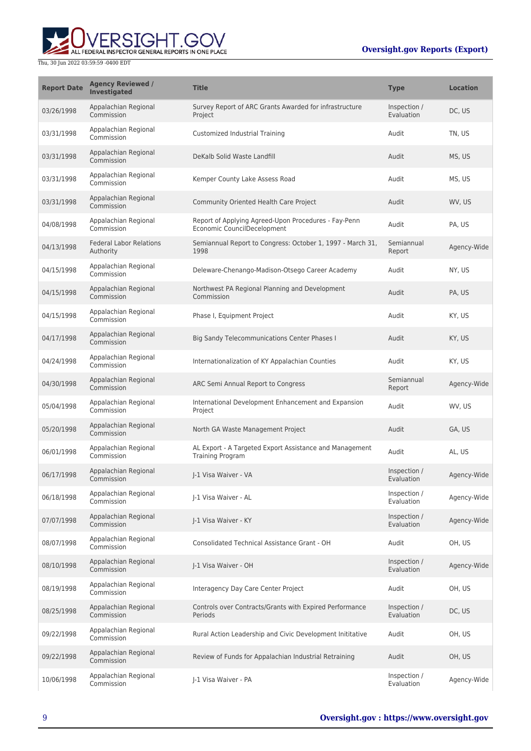| Report Date | Agency Reviewed / Investigated | Title | Type | Location |
| --- | --- | --- | --- | --- |
| 03/26/1998 | Appalachian Regional Commission | Survey Report of ARC Grants Awarded for infrastructure Project | Inspection / Evaluation | DC, US |
| 03/31/1998 | Appalachian Regional Commission | Customized Industrial Training | Audit | TN, US |
| 03/31/1998 | Appalachian Regional Commission | DeKalb Solid Waste Landfill | Audit | MS, US |
| 03/31/1998 | Appalachian Regional Commission | Kemper County Lake Assess Road | Audit | MS, US |
| 03/31/1998 | Appalachian Regional Commission | Community Oriented Health Care Project | Audit | WV, US |
| 04/08/1998 | Appalachian Regional Commission | Report of Applying Agreed-Upon Procedures - Fay-Penn Economic CouncilDecelopment | Audit | PA, US |
| 04/13/1998 | Federal Labor Relations Authority | Semiannual Report to Congress: October 1, 1997 - March 31, 1998 | Semiannual Report | Agency-Wide |
| 04/15/1998 | Appalachian Regional Commission | Deleware-Chenango-Madison-Otsego Career Academy | Audit | NY, US |
| 04/15/1998 | Appalachian Regional Commission | Northwest PA Regional Planning and Development Commission | Audit | PA, US |
| 04/15/1998 | Appalachian Regional Commission | Phase I, Equipment Project | Audit | KY, US |
| 04/17/1998 | Appalachian Regional Commission | Big Sandy Telecommunications Center Phases I | Audit | KY, US |
| 04/24/1998 | Appalachian Regional Commission | Internationalization of KY Appalachian Counties | Audit | KY, US |
| 04/30/1998 | Appalachian Regional Commission | ARC Semi Annual Report to Congress | Semiannual Report | Agency-Wide |
| 05/04/1998 | Appalachian Regional Commission | International Development Enhancement and Expansion Project | Audit | WV, US |
| 05/20/1998 | Appalachian Regional Commission | North GA Waste Management Project | Audit | GA, US |
| 06/01/1998 | Appalachian Regional Commission | AL Export - A Targeted Export Assistance and Management Training Program | Audit | AL, US |
| 06/17/1998 | Appalachian Regional Commission | J-1 Visa Waiver - VA | Inspection / Evaluation | Agency-Wide |
| 06/18/1998 | Appalachian Regional Commission | J-1 Visa Waiver - AL | Inspection / Evaluation | Agency-Wide |
| 07/07/1998 | Appalachian Regional Commission | J-1 Visa Waiver - KY | Inspection / Evaluation | Agency-Wide |
| 08/07/1998 | Appalachian Regional Commission | Consolidated Technical Assistance Grant - OH | Audit | OH, US |
| 08/10/1998 | Appalachian Regional Commission | J-1 Visa Waiver - OH | Inspection / Evaluation | Agency-Wide |
| 08/19/1998 | Appalachian Regional Commission | Interagency Day Care Center Project | Audit | OH, US |
| 08/25/1998 | Appalachian Regional Commission | Controls over Contracts/Grants with Expired Performance Periods | Inspection / Evaluation | DC, US |
| 09/22/1998 | Appalachian Regional Commission | Rural Action Leadership and Civic Development Inititative | Audit | OH, US |
| 09/22/1998 | Appalachian Regional Commission | Review of Funds for Appalachian Industrial Retraining | Audit | OH, US |
| 10/06/1998 | Appalachian Regional Commission | J-1 Visa Waiver - PA | Inspection / Evaluation | Agency-Wide |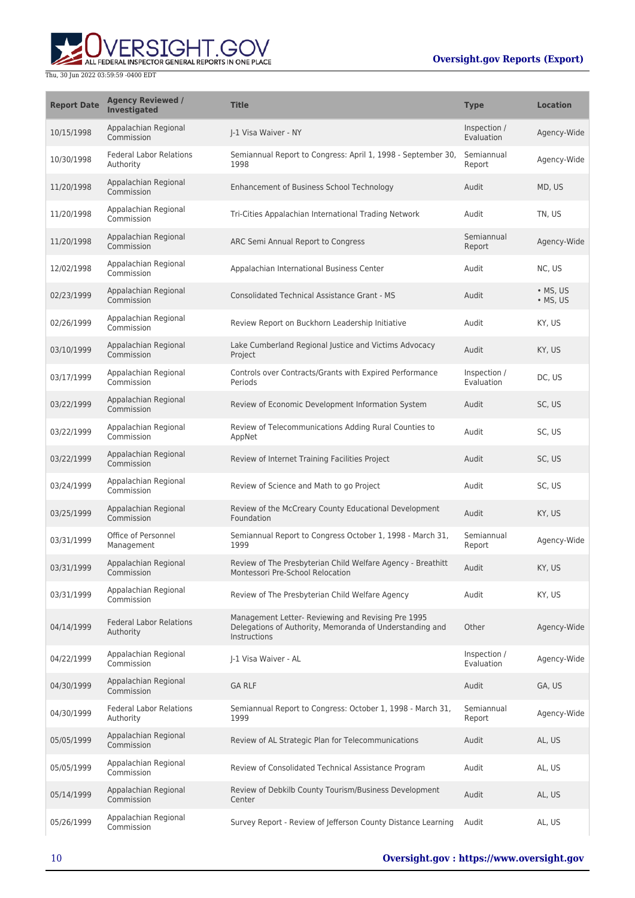| Report Date | Agency Reviewed / Investigated | Title | Type | Location |
| --- | --- | --- | --- | --- |
| 10/15/1998 | Appalachian Regional Commission | J-1 Visa Waiver - NY | Inspection / Evaluation | Agency-Wide |
| 10/30/1998 | Federal Labor Relations Authority | Semiannual Report to Congress: April 1, 1998 - September 30, 1998 | Semiannual Report | Agency-Wide |
| 11/20/1998 | Appalachian Regional Commission | Enhancement of Business School Technology | Audit | MD, US |
| 11/20/1998 | Appalachian Regional Commission | Tri-Cities Appalachian International Trading Network | Audit | TN, US |
| 11/20/1998 | Appalachian Regional Commission | ARC Semi Annual Report to Congress | Semiannual Report | Agency-Wide |
| 12/02/1998 | Appalachian Regional Commission | Appalachian International Business Center | Audit | NC, US |
| 02/23/1999 | Appalachian Regional Commission | Consolidated Technical Assistance Grant - MS | Audit | • MS, US • MS, US |
| 02/26/1999 | Appalachian Regional Commission | Review Report on Buckhorn Leadership Initiative | Audit | KY, US |
| 03/10/1999 | Appalachian Regional Commission | Lake Cumberland Regional Justice and Victims Advocacy Project | Audit | KY, US |
| 03/17/1999 | Appalachian Regional Commission | Controls over Contracts/Grants with Expired Performance Periods | Inspection / Evaluation | DC, US |
| 03/22/1999 | Appalachian Regional Commission | Review of Economic Development Information System | Audit | SC, US |
| 03/22/1999 | Appalachian Regional Commission | Review of Telecommunications Adding Rural Counties to AppNet | Audit | SC, US |
| 03/22/1999 | Appalachian Regional Commission | Review of Internet Training Facilities Project | Audit | SC, US |
| 03/24/1999 | Appalachian Regional Commission | Review of Science and Math to go Project | Audit | SC, US |
| 03/25/1999 | Appalachian Regional Commission | Review of the McCreary County Educational Development Foundation | Audit | KY, US |
| 03/31/1999 | Office of Personnel Management | Semiannual Report to Congress October 1, 1998 - March 31, 1999 | Semiannual Report | Agency-Wide |
| 03/31/1999 | Appalachian Regional Commission | Review of The Presbyterian Child Welfare Agency - Breathitt Montessori Pre-School Relocation | Audit | KY, US |
| 03/31/1999 | Appalachian Regional Commission | Review of The Presbyterian Child Welfare Agency | Audit | KY, US |
| 04/14/1999 | Federal Labor Relations Authority | Management Letter- Reviewing and Revising Pre 1995 Delegations of Authority, Memoranda of Understanding and Instructions | Other | Agency-Wide |
| 04/22/1999 | Appalachian Regional Commission | J-1 Visa Waiver - AL | Inspection / Evaluation | Agency-Wide |
| 04/30/1999 | Appalachian Regional Commission | GA RLF | Audit | GA, US |
| 04/30/1999 | Federal Labor Relations Authority | Semiannual Report to Congress: October 1, 1998 - March 31, 1999 | Semiannual Report | Agency-Wide |
| 05/05/1999 | Appalachian Regional Commission | Review of AL Strategic Plan for Telecommunications | Audit | AL, US |
| 05/05/1999 | Appalachian Regional Commission | Review of Consolidated Technical Assistance Program | Audit | AL, US |
| 05/14/1999 | Appalachian Regional Commission | Review of Debkilb County Tourism/Business Development Center | Audit | AL, US |
| 05/26/1999 | Appalachian Regional Commission | Survey Report - Review of Jefferson County Distance Learning | Audit | AL, US |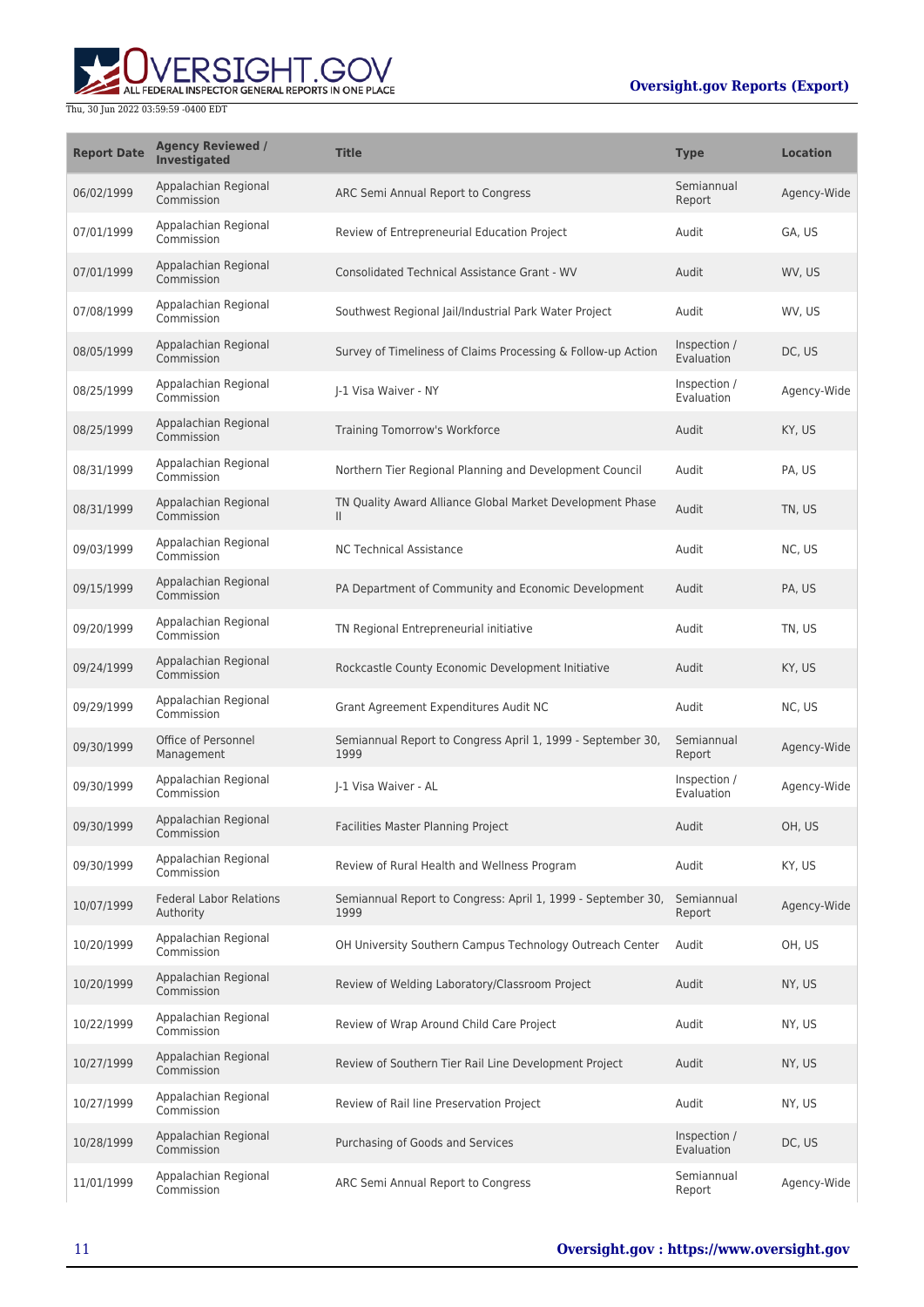| Report Date | Agency Reviewed / Investigated | Title | Type | Location |
| --- | --- | --- | --- | --- |
| 06/02/1999 | Appalachian Regional Commission | ARC Semi Annual Report to Congress | Semiannual Report | Agency-Wide |
| 07/01/1999 | Appalachian Regional Commission | Review of Entrepreneurial Education Project | Audit | GA, US |
| 07/01/1999 | Appalachian Regional Commission | Consolidated Technical Assistance Grant - WV | Audit | WV, US |
| 07/08/1999 | Appalachian Regional Commission | Southwest Regional Jail/Industrial Park Water Project | Audit | WV, US |
| 08/05/1999 | Appalachian Regional Commission | Survey of Timeliness of Claims Processing & Follow-up Action | Inspection / Evaluation | DC, US |
| 08/25/1999 | Appalachian Regional Commission | J-1 Visa Waiver - NY | Inspection / Evaluation | Agency-Wide |
| 08/25/1999 | Appalachian Regional Commission | Training Tomorrow's Workforce | Audit | KY, US |
| 08/31/1999 | Appalachian Regional Commission | Northern Tier Regional Planning and Development Council | Audit | PA, US |
| 08/31/1999 | Appalachian Regional Commission | TN Quality Award Alliance Global Market Development Phase II | Audit | TN, US |
| 09/03/1999 | Appalachian Regional Commission | NC Technical Assistance | Audit | NC, US |
| 09/15/1999 | Appalachian Regional Commission | PA Department of Community and Economic Development | Audit | PA, US |
| 09/20/1999 | Appalachian Regional Commission | TN Regional Entrepreneurial initiative | Audit | TN, US |
| 09/24/1999 | Appalachian Regional Commission | Rockcastle County Economic Development Initiative | Audit | KY, US |
| 09/29/1999 | Appalachian Regional Commission | Grant Agreement Expenditures Audit NC | Audit | NC, US |
| 09/30/1999 | Office of Personnel Management | Semiannual Report to Congress April 1, 1999 - September 30, 1999 | Semiannual Report | Agency-Wide |
| 09/30/1999 | Appalachian Regional Commission | J-1 Visa Waiver - AL | Inspection / Evaluation | Agency-Wide |
| 09/30/1999 | Appalachian Regional Commission | Facilities Master Planning Project | Audit | OH, US |
| 09/30/1999 | Appalachian Regional Commission | Review of Rural Health and Wellness Program | Audit | KY, US |
| 10/07/1999 | Federal Labor Relations Authority | Semiannual Report to Congress: April 1, 1999 - September 30, 1999 | Semiannual Report | Agency-Wide |
| 10/20/1999 | Appalachian Regional Commission | OH University Southern Campus Technology Outreach Center | Audit | OH, US |
| 10/20/1999 | Appalachian Regional Commission | Review of Welding Laboratory/Classroom Project | Audit | NY, US |
| 10/22/1999 | Appalachian Regional Commission | Review of Wrap Around Child Care Project | Audit | NY, US |
| 10/27/1999 | Appalachian Regional Commission | Review of Southern Tier Rail Line Development Project | Audit | NY, US |
| 10/27/1999 | Appalachian Regional Commission | Review of Rail line Preservation Project | Audit | NY, US |
| 10/28/1999 | Appalachian Regional Commission | Purchasing of Goods and Services | Inspection / Evaluation | DC, US |
| 11/01/1999 | Appalachian Regional Commission | ARC Semi Annual Report to Congress | Semiannual Report | Agency-Wide |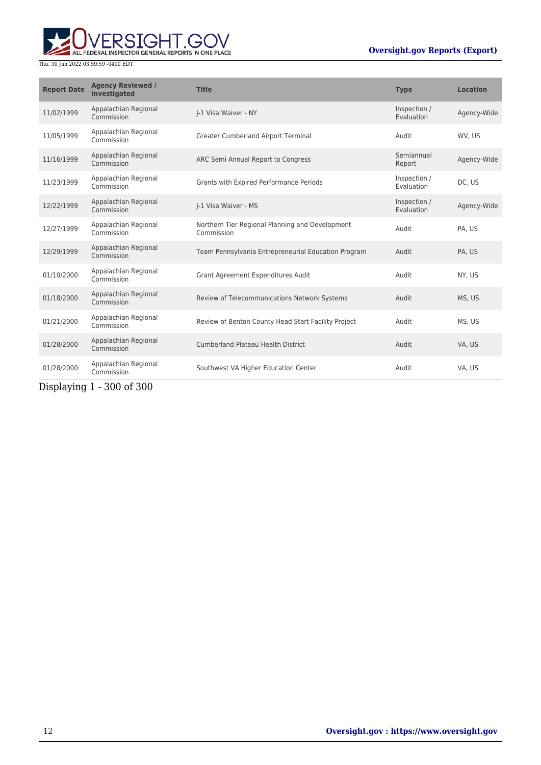| Report Date | Agency Reviewed / Investigated | Title | Type | Location |
|---|---|---|---|---|
| 11/02/1999 | Appalachian Regional Commission | J-1 Visa Waiver - NY | Inspection / Evaluation | Agency-Wide |
| 11/05/1999 | Appalachian Regional Commission | Greater Cumberland Airport Terminal | Audit | WV, US |
| 11/16/1999 | Appalachian Regional Commission | ARC Semi Annual Report to Congress | Semiannual Report | Agency-Wide |
| 11/23/1999 | Appalachian Regional Commission | Grants with Expired Performance Periods | Inspection / Evaluation | DC, US |
| 12/22/1999 | Appalachian Regional Commission | J-1 Visa Waiver - MS | Inspection / Evaluation | Agency-Wide |
| 12/27/1999 | Appalachian Regional Commission | Northern Tier Regional Planning and Development Commission | Audit | PA, US |
| 12/29/1999 | Appalachian Regional Commission | Team Pennsylvania Entrepreneurial Education Program | Audit | PA, US |
| 01/10/2000 | Appalachian Regional Commission | Grant Agreement Expenditures Audit | Audit | NY, US |
| 01/18/2000 | Appalachian Regional Commission | Review of Telecommunications Network Systems | Audit | MS, US |
| 01/21/2000 | Appalachian Regional Commission | Review of Benton County Head Start Facility Project | Audit | MS, US |
| 01/28/2000 | Appalachian Regional Commission | Cumberland Plateau Health District | Audit | VA, US |
| 01/28/2000 | Appalachian Regional Commission | Southwest VA Higher Education Center | Audit | VA, US |

Displaying 1 - 300 of 300